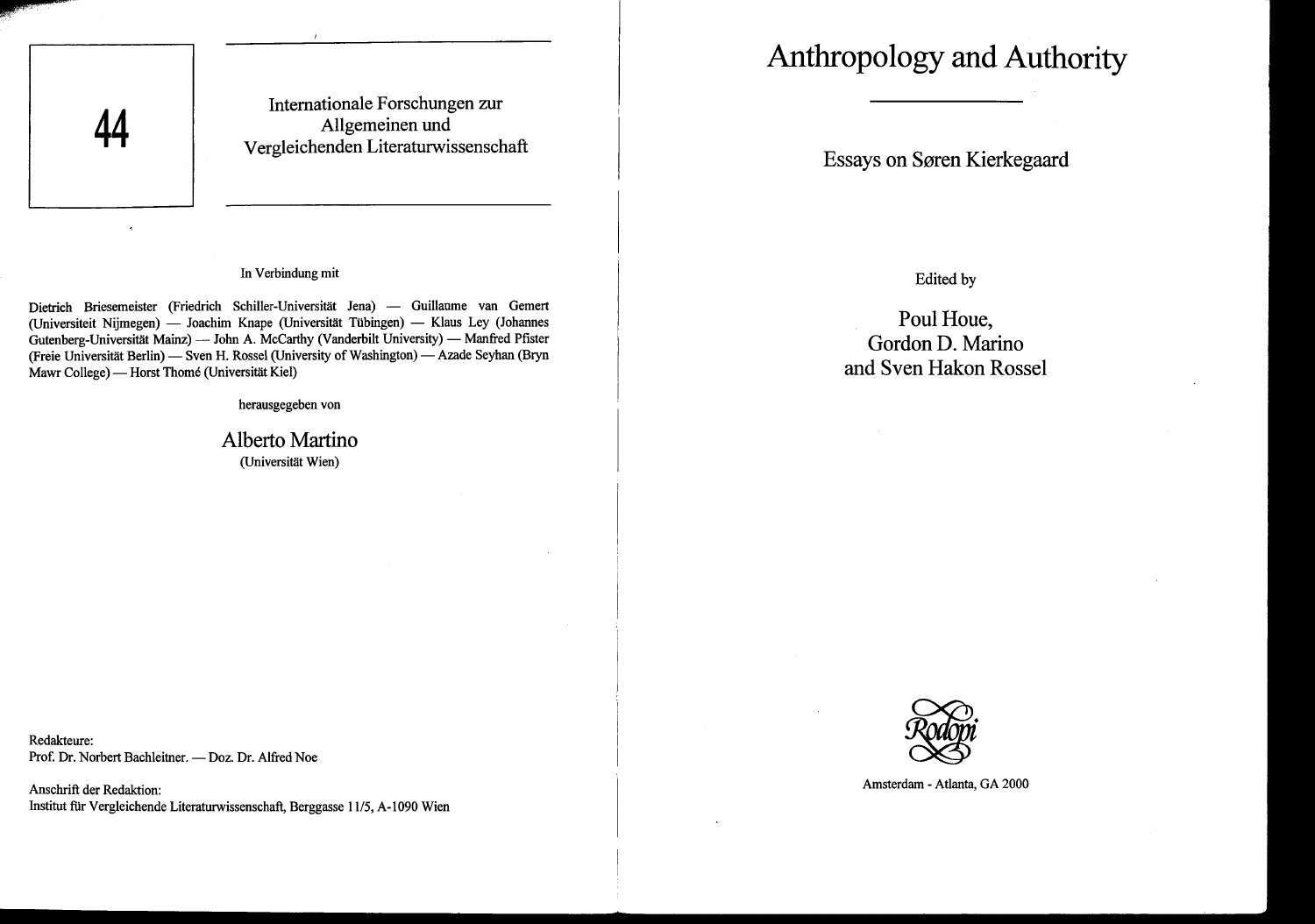44

Internationale Forschungen zur Allgemeinen und Vergleichenden Literaturwissenschaft

In Verbindung mit

Dietrich Briesemeister (Friedrich Schiller-Universität Jena) — Guillaume van Gemert (Universiteit Nijmegen) — Joachim Knape (Universität Tübingen) — Klaus Ley (Johannes Gutenberg-Universität Mainz) — John A. McCarthy (Vanderbilt University) — Manfred Pfister (Freie Universität Berlin) — Sven H. Rossel (University of Washington) — Azade Seyhan (Bryn Mawr College) — Horst Thomé (Universität Kiel)

herausgegeben von

Alberto Martino
(Universität Wien)

Redakteure:
Prof. Dr. Norbert Bachleitner. — Doz. Dr. Alfred Noe

Anschrift der Redaktion:
Institut für Vergleichende Literaturwissenschaft, Berggasse 11/5, A-1090 Wien

# Anthropology and Authority

## Essays on Søren Kierkegaard

Edited by

Poul Houe,
Gordon D. Marino
and Sven Hakon Rossel

Rodopi

Amsterdam - Atlanta, GA 2000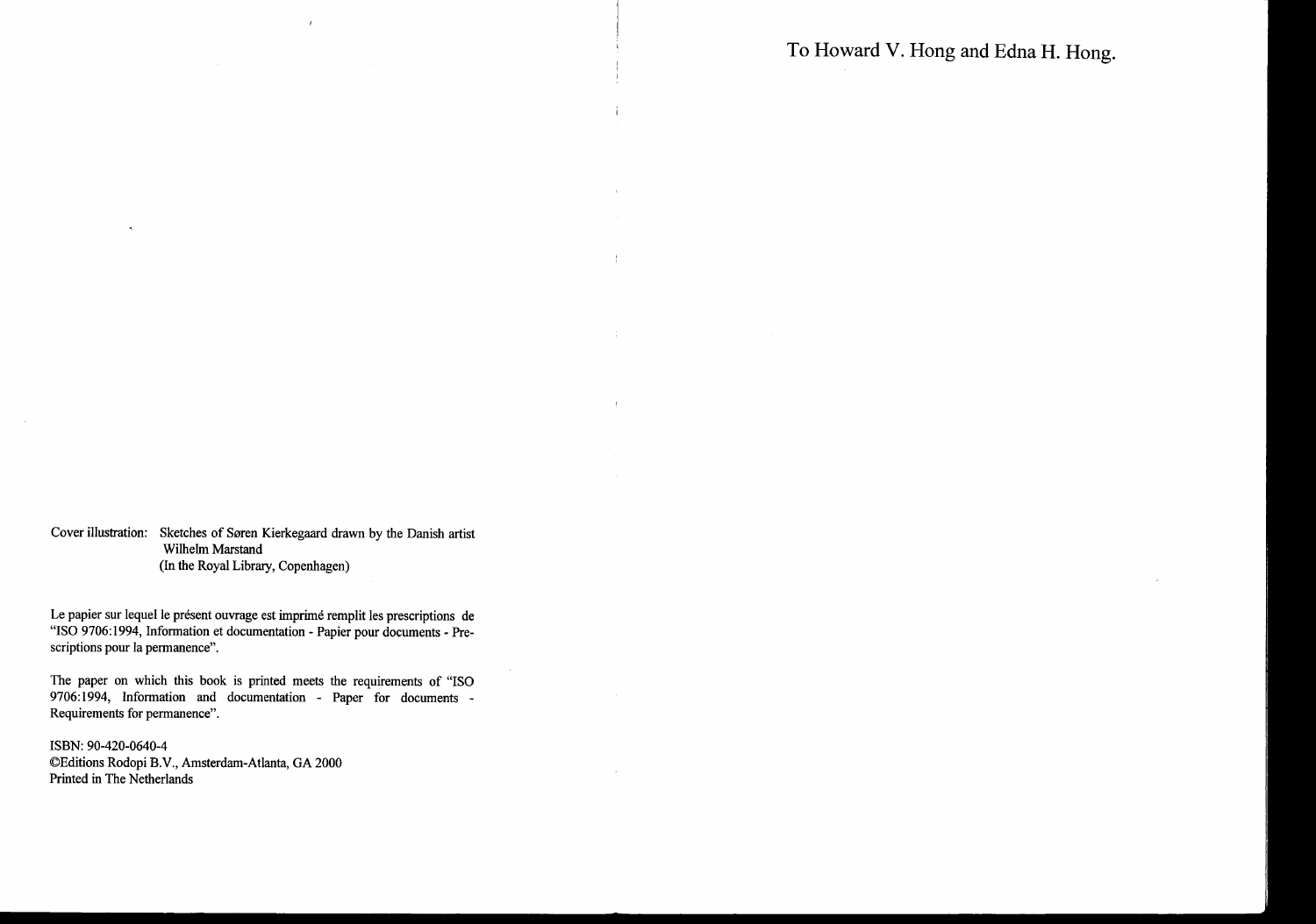Cover illustration: Sketches of Søren Kierkegaard drawn by the Danish artist Wilhelm Marstand (In the Royal Library, Copenhagen)

Le papier sur lequel le présent ouvrage est imprimé remplit les prescriptions de "ISO 9706:1994, Information et documentation - Papier pour documents - Prescriptions pour la permanence".

The paper on which this book is printed meets the requirements of "ISO 9706:1994, Information and documentation - Paper for documents - Requirements for permanence".

ISBN: 90-420-0640-4
©Editions Rodopi B.V., Amsterdam-Atlanta, GA 2000
Printed in The Netherlands

To Howard V. Hong and Edna H. Hong.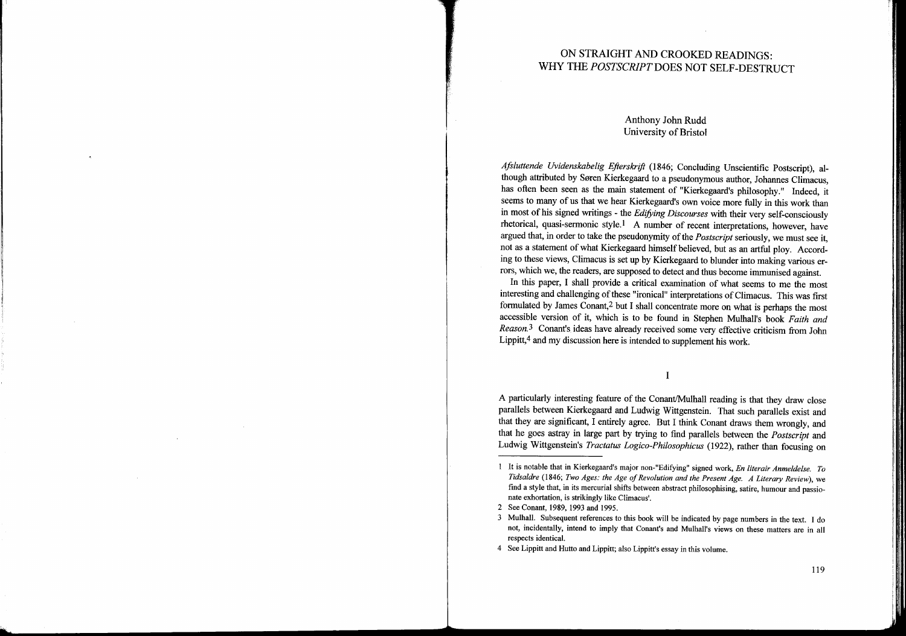# ON STRAIGHT AND CROOKED READINGS: WHY THE *POSTSCRIPT* DOES NOT SELF-DESTRUCT

Anthony John Rudd
University of Bristol

*Afsluttende Uvidenskabelig Efterskrift* (1846; Concluding Unscientific Postscript), although attributed by Søren Kierkegaard to a pseudonymous author, Johannes Climacus, has often been seen as the main statement of "Kierkegaard's philosophy." Indeed, it seems to many of us that we hear Kierkegaard's own voice more fully in this work than in most of his signed writings - the *Edifying Discourses* with their very self-consciously rhetorical, quasi-sermonic style.[1] A number of recent interpretations, however, have argued that, in order to take the pseudonymity of the *Postscript* seriously, we must see it, not as a statement of what Kierkegaard himself believed, but as an artful ploy. According to these views, Climacus is set up by Kierkegaard to blunder into making various errors, which we, the readers, are supposed to detect and thus become immunised against.

In this paper, I shall provide a critical examination of what seems to me the most interesting and challenging of these "ironical" interpretations of Climacus. This was first formulated by James Conant,[2] but I shall concentrate more on what is perhaps the most accessible version of it, which is to be found in Stephen Mulhall's book *Faith and Reason*.[3] Conant's ideas have already received some very effective criticism from John Lippitt,[4] and my discussion here is intended to supplement his work.

## I

A particularly interesting feature of the Conant/Mulhall reading is that they draw close parallels between Kierkegaard and Ludwig Wittgenstein. That such parallels exist and that they are significant, I entirely agree. But I think Conant draws them wrongly, and that he goes astray in large part by trying to find parallels between the *Postscript* and Ludwig Wittgenstein's *Tractatus Logico-Philosophicus* (1922), rather than focusing on

---

1 It is notable that in Kierkegaard's major non-"Edifying" signed work, *En literair Anmeldelse. To Tidsaldre* (1846; *Two Ages: the Age of Revolution and the Present Age. A Literary Review*), we find a style that, in its mercurial shifts between abstract philosophising, satire, humour and passionate exhortation, is strikingly like Climacus'.

2 See Conant, 1989, 1993 and 1995.

3 Mulhall. Subsequent references to this book will be indicated by page numbers in the text. I do not, incidentally, intend to imply that Conant's and Mulhall's views on these matters are in all respects identical.

4 See Lippitt and Hutto and Lippitt; also Lippitt's essay in this volume.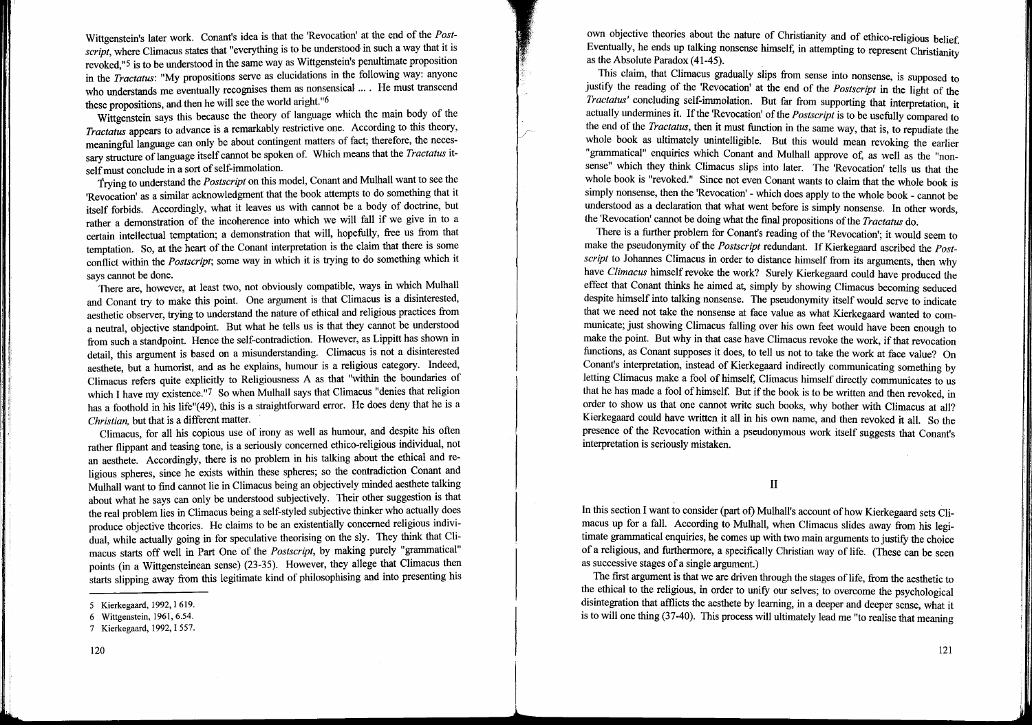Wittgenstein's later work. Conant's idea is that the 'Revocation' at the end of the *Postscript*, where Climacus states that "everything is to be understood in such a way that it is revoked,"[5] is to be understood in the same way as Wittgenstein's penultimate proposition in the *Tractatus*: "My propositions serve as elucidations in the following way: anyone who understands me eventually recognises them as nonsensical ... . He must transcend these propositions, and then he will see the world aright."[6]

Wittgenstein says this because the theory of language which the main body of the *Tractatus* appears to advance is a remarkably restrictive one. According to this theory, meaningful language can only be about contingent matters of fact; therefore, the necessary structure of language itself cannot be spoken of. Which means that the *Tractatus* itself must conclude in a sort of self-immolation.

Trying to understand the *Postscript* on this model, Conant and Mulhall want to see the 'Revocation' as a similar acknowledgment that the book attempts to do something that it itself forbids. Accordingly, what it leaves us with cannot be a body of doctrine, but rather a demonstration of the incoherence into which we will fall if we give in to a certain intellectual temptation; a demonstration that will, hopefully, free us from that temptation. So, at the heart of the Conant interpretation is the claim that there is some conflict within the *Postscript*; some way in which it is trying to do something which it says cannot be done.

There are, however, at least two, not obviously compatible, ways in which Mulhall and Conant try to make this point. One argument is that Climacus is a disinterested, aesthetic observer, trying to understand the nature of ethical and religious practices from a neutral, objective standpoint. But what he tells us is that they cannot be understood from such a standpoint. Hence the self-contradiction. However, as Lippitt has shown in detail, this argument is based on a misunderstanding. Climacus is not a disinterested aesthete, but a humorist, and as he explains, humour is a religious category. Indeed, Climacus refers quite explicitly to Religiousness A as that "within the boundaries of which I have my existence."[7] So when Mulhall says that Climacus "denies that religion has a foothold in his life"(49), this is a straightforward error. He does deny that he is a *Christian*, but that is a different matter.

Climacus, for all his copious use of irony as well as humour, and despite his often rather flippant and teasing tone, is a seriously concerned ethico-religious individual, not an aesthete. Accordingly, there is no problem in his talking about the ethical and religious spheres, since he exists within these spheres; so the contradiction Conant and Mulhall want to find cannot lie in Climacus being an objectively minded aesthete talking about what he says can only be understood subjectively. Their other suggestion is that the real problem lies in Climacus being a self-styled subjective thinker who actually does produce objective theories. He claims to be an existentially concerned religious individual, while actually going in for speculative theorising on the sly. They think that Climacus starts off well in Part One of the *Postscript*, by making purely "grammatical" points (in a Wittgensteinean sense) (23-35). However, they allege that Climacus then starts slipping away from this legitimate kind of philosophising and into presenting his own objective theories about the nature of Christianity and of ethico-religious belief. Eventually, he ends up talking nonsense himself, in attempting to represent Christianity as the Absolute Paradox (41-45).

This claim, that Climacus gradually slips from sense into nonsense, is supposed to justify the reading of the 'Revocation' at the end of the *Postscript* in the light of the *Tractatus'* concluding self-immolation. But far from supporting that interpretation, it actually undermines it. If the 'Revocation' of the *Postscript* is to be usefully compared to the end of the *Tractatus*, then it must function in the same way, that is, to repudiate the whole book as ultimately unintelligible. But this would mean revoking the earlier "grammatical" enquiries which Conant and Mulhall approve of, as well as the "nonsense" which they think Climacus slips into later. The 'Revocation' tells us that the whole book is "revoked." Since not even Conant wants to claim that the whole book is simply nonsense, then the 'Revocation' - which does apply to the whole book - cannot be understood as a declaration that what went before is simply nonsense. In other words, the 'Revocation' cannot be doing what the final propositions of the *Tractatus* do.

There is a further problem for Conant's reading of the 'Revocation'; it would seem to make the pseudonymity of the *Postscript* redundant. If Kierkegaard ascribed the *Postscript* to Johannes Climacus in order to distance himself from its arguments, then why have *Climacus* himself revoke the work? Surely Kierkegaard could have produced the effect that Conant thinks he aimed at, simply by showing Climacus becoming seduced despite himself into talking nonsense. The pseudonymity itself would serve to indicate that we need not take the nonsense at face value as what Kierkegaard wanted to communicate; just showing Climacus falling over his own feet would have been enough to make the point. But why in that case have Climacus revoke the work, if that revocation functions, as Conant supposes it does, to tell us not to take the work at face value? On Conant's interpretation, instead of Kierkegaard indirectly communicating something by letting Climacus make a fool of himself, Climacus himself directly communicates to us that he has made a fool of himself. But if the book is to be written and then revoked, in order to show us that one cannot write such books, why bother with Climacus at all? Kierkegaard could have written it all in his own name, and then revoked it all. So the presence of the Revocation within a pseudonymous work itself suggests that Conant's interpretation is seriously mistaken.

## II

In this section I want to consider (part of) Mulhall's account of how Kierkegaard sets Climacus up for a fall. According to Mulhall, when Climacus slides away from his legitimate grammatical enquiries, he comes up with two main arguments to justify the choice of a religious, and furthermore, a specifically Christian way of life. (These can be seen as successive stages of a single argument.)

The first argument is that we are driven through the stages of life, from the aesthetic to the ethical to the religious, in order to unify our selves; to overcome the psychological disintegration that afflicts the aesthete by learning, in a deeper and deeper sense, what it is to will one thing (37-40). This process will ultimately lead me "to realise that meaning

---

5 Kierkegaard, 1992, I 619.

6 Wittgenstein, 1961, 6.54.

7 Kierkegaard, 1992, I 557.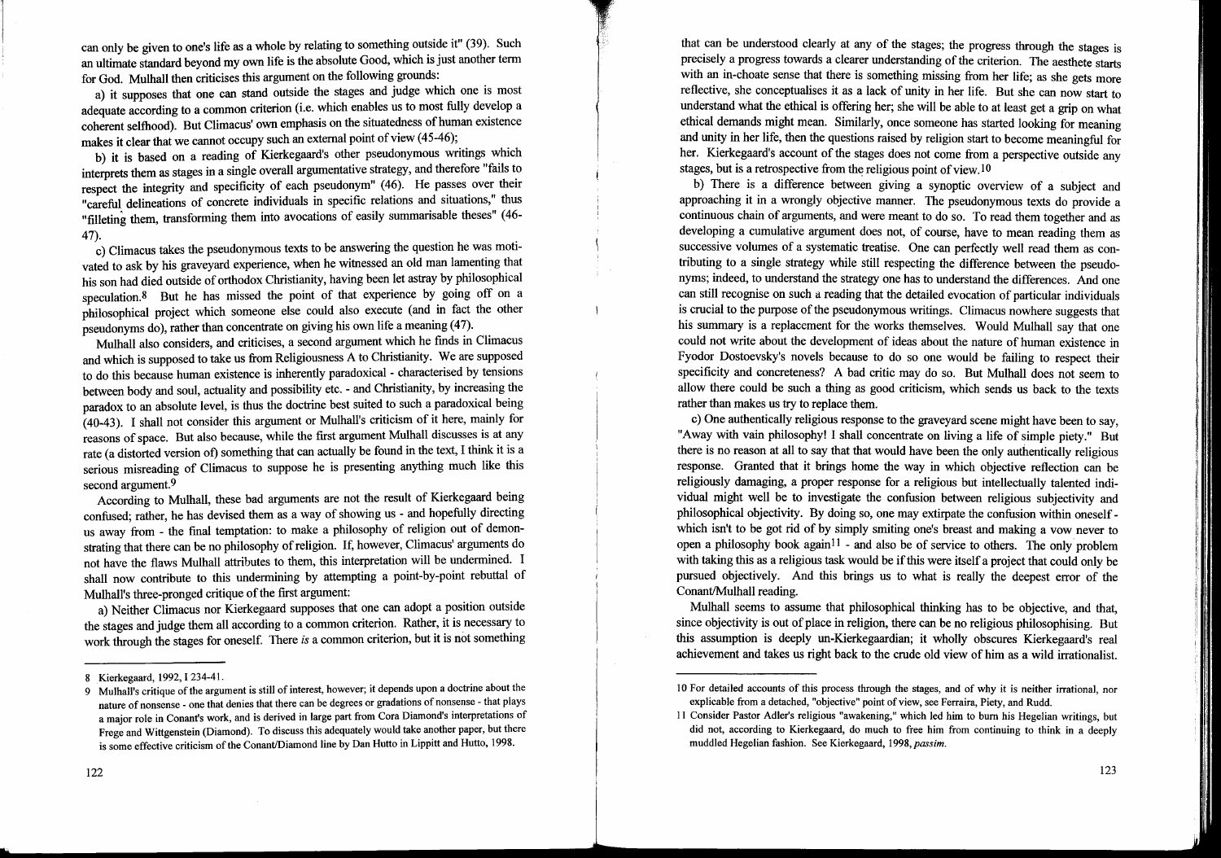can only be given to one's life as a whole by relating to something outside it" (39). Such an ultimate standard beyond my own life is the absolute Good, which is just another term for God. Mulhall then criticises this argument on the following grounds:

a) it supposes that one can stand outside the stages and judge which one is most adequate according to a common criterion (i.e. which enables us to most fully develop a coherent selfhood). But Climacus' own emphasis on the situatedness of human existence makes it clear that we cannot occupy such an external point of view (45-46);

b) it is based on a reading of Kierkegaard's other pseudonymous writings which interprets them as stages in a single overall argumentative strategy, and therefore "fails to respect the integrity and specificity of each pseudonym" (46). He passes over their "careful delineations of concrete individuals in specific relations and situations," thus "filleting them, transforming them into avocations of easily summarisable theses" (46-47).

c) Climacus takes the pseudonymous texts to be answering the question he was motivated to ask by his graveyard experience, when he witnessed an old man lamenting that his son had died outside of orthodox Christianity, having been let astray by philosophical speculation.[8] But he has missed the point of that experience by going off on a philosophical project which someone else could also execute (and in fact the other pseudonyms do), rather than concentrate on giving his own life a meaning (47).

Mulhall also considers, and criticises, a second argument which he finds in Climacus and which is supposed to take us from Religiousness A to Christianity. We are supposed to do this because human existence is inherently paradoxical - characterised by tensions between body and soul, actuality and possibility etc. - and Christianity, by increasing the paradox to an absolute level, is thus the doctrine best suited to such a paradoxical being (40-43). I shall not consider this argument or Mulhall's criticism of it here, mainly for reasons of space. But also because, while the first argument Mulhall discusses is at any rate (a distorted version of) something that can actually be found in the text, I think it is a serious misreading of Climacus to suppose he is presenting anything much like this second argument.[9]

According to Mulhall, these bad arguments are not the result of Kierkegaard being confused; rather, he has devised them as a way of showing us - and hopefully directing us away from - the final temptation: to make a philosophy of religion out of demonstrating that there can be no philosophy of religion. If, however, Climacus' arguments do not have the flaws Mulhall attributes to them, this interpretation will be undermined. I shall now contribute to this undermining by attempting a point-by-point rebuttal of Mulhall's three-pronged critique of the first argument:

a) Neither Climacus nor Kierkegaard supposes that one can adopt a position outside the stages and judge them all according to a common criterion. Rather, it is necessary to work through the stages for oneself. There *is* a common criterion, but it is not something that can be understood clearly at any of the stages; the progress through the stages is precisely a progress towards a clearer understanding of the criterion. The aesthete starts with an in-choate sense that there is something missing from her life; as she gets more reflective, she conceptualises it as a lack of unity in her life. But she can now start to understand what the ethical is offering her; she will be able to at least get a grip on what ethical demands might mean. Similarly, once someone has started looking for meaning and unity in her life, then the questions raised by religion start to become meaningful for her. Kierkegaard's account of the stages does not come from a perspective outside any stages, but is a retrospective from the religious point of view.[10]

b) There is a difference between giving a synoptic overview of a subject and approaching it in a wrongly objective manner. The pseudonymous texts do provide a continuous chain of arguments, and were meant to do so. To read them together and as developing a cumulative argument does not, of course, have to mean reading them as successive volumes of a systematic treatise. One can perfectly well read them as contributing to a single strategy while still respecting the difference between the pseudonyms; indeed, to understand the strategy one has to understand the differences. And one can still recognise on such a reading that the detailed evocation of particular individuals is crucial to the purpose of the pseudonymous writings. Climacus nowhere suggests that his summary is a replacement for the works themselves. Would Mulhall say that one could not write about the development of ideas about the nature of human existence in Fyodor Dostoevsky's novels because to do so one would be failing to respect their specificity and concreteness? A bad critic may do so. But Mulhall does not seem to allow there could be such a thing as good criticism, which sends us back to the texts rather than makes us try to replace them.

c) One authentically religious response to the graveyard scene might have been to say, "Away with vain philosophy! I shall concentrate on living a life of simple piety." But there is no reason at all to say that that would have been the only authentically religious response. Granted that it brings home the way in which objective reflection can be religiously damaging, a proper response for a religious but intellectually talented individual might well be to investigate the confusion between religious subjectivity and philosophical objectivity. By doing so, one may extirpate the confusion within oneself - which isn't to be got rid of by simply smiting one's breast and making a vow never to open a philosophy book again[11] - and also be of service to others. The only problem with taking this as a religious task would be if this were itself a project that could only be pursued objectively. And this brings us to what is really the deepest error of the Conant/Mulhall reading.

Mulhall seems to assume that philosophical thinking has to be objective, and that, since objectivity is out of place in religion, there can be no religious philosophising. But this assumption is deeply un-Kierkegaardian; it wholly obscures Kierkegaard's real achievement and takes us right back to the crude old view of him as a wild irrationalist.

---

8 Kierkegaard, 1992, I 234-41.

9 Mulhall's critique of the argument is still of interest, however; it depends upon a doctrine about the nature of nonsense - one that denies that there can be degrees or gradations of nonsense - that plays a major role in Conant's work, and is derived in large part from Cora Diamond's interpretations of Frege and Wittgenstein (Diamond). To discuss this adequately would take another paper, but there is some effective criticism of the Conant/Diamond line by Dan Hutto in Lippitt and Hutto, 1998.

10 For detailed accounts of this process through the stages, and of why it is neither irrational, nor explicable from a detached, "objective" point of view, see Ferraira, Piety, and Rudd.

11 Consider Pastor Adler's religious "awakening," which led him to burn his Hegelian writings, but did not, according to Kierkegaard, do much to free him from continuing to think in a deeply muddled Hegelian fashion. See Kierkegaard, 1998, *passim*.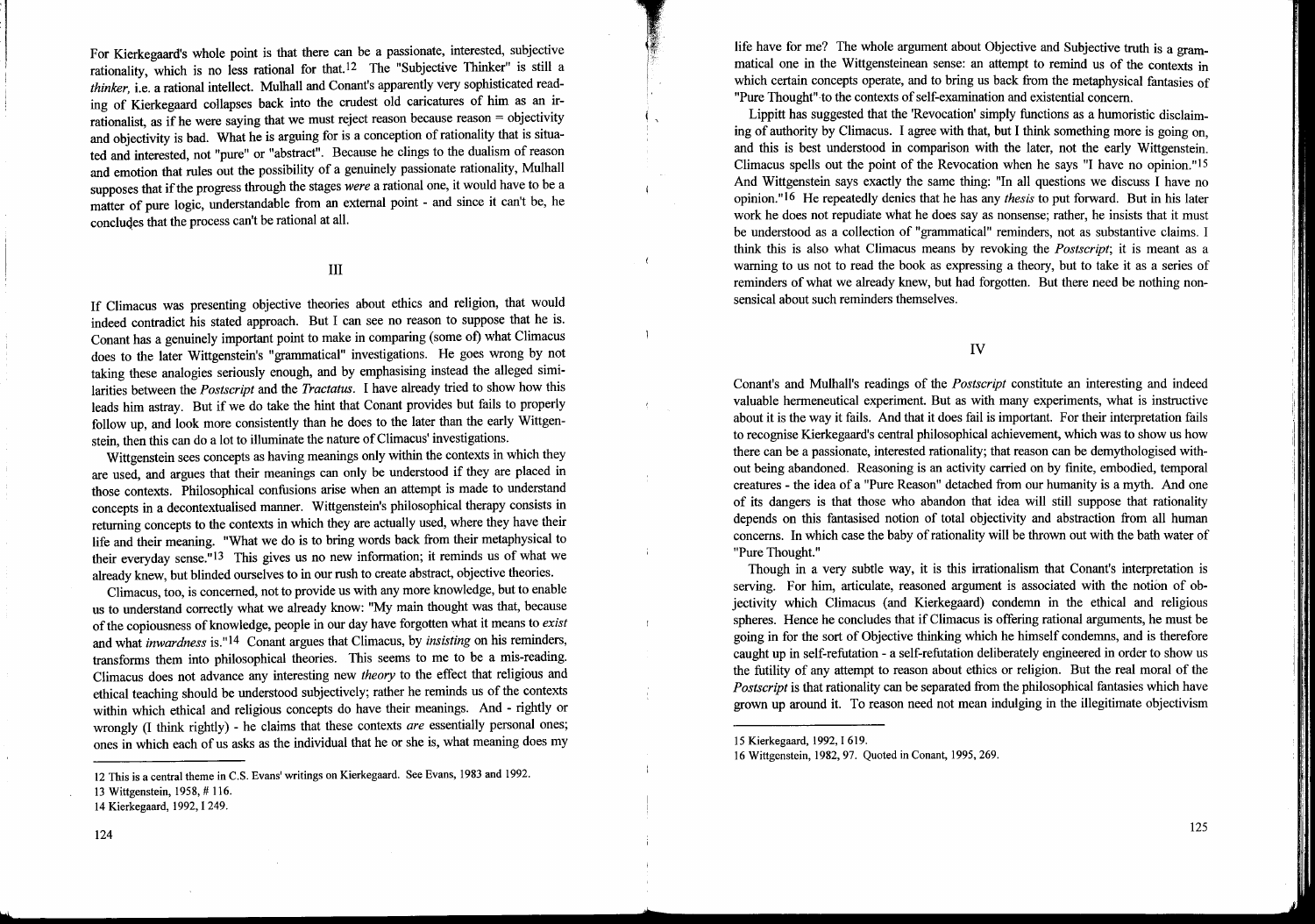For Kierkegaard's whole point is that there can be a passionate, interested, subjective rationality, which is no less rational for that.[12] The "Subjective Thinker" is still a *thinker*, i.e. a rational intellect. Mulhall and Conant's apparently very sophisticated reading of Kierkegaard collapses back into the crudest old caricatures of him as an irrationalist, as if he were saying that we must reject reason because reason = objectivity and objectivity is bad. What he is arguing for is a conception of rationality that is situated and interested, not "pure" or "abstract". Because he clings to the dualism of reason and emotion that rules out the possibility of a genuinely passionate rationality, Mulhall supposes that if the progress through the stages *were* a rational one, it would have to be a matter of pure logic, understandable from an external point - and since it can't be, he concludes that the process can't be rational at all.

## III

If Climacus was presenting objective theories about ethics and religion, that would indeed contradict his stated approach. But I can see no reason to suppose that he is. Conant has a genuinely important point to make in comparing (some of) what Climacus does to the later Wittgenstein's "grammatical" investigations. He goes wrong by not taking these analogies seriously enough, and by emphasising instead the alleged similarities between the *Postscript* and the *Tractatus*. I have already tried to show how this leads him astray. But if we do take the hint that Conant provides but fails to properly follow up, and look more consistently than he does to the later than the early Wittgenstein, then this can do a lot to illuminate the nature of Climacus' investigations.

Wittgenstein sees concepts as having meanings only within the contexts in which they are used, and argues that their meanings can only be understood if they are placed in those contexts. Philosophical confusions arise when an attempt is made to understand concepts in a decontextualised manner. Wittgenstein's philosophical therapy consists in returning concepts to the contexts in which they are actually used, where they have their life and their meaning. "What we do is to bring words back from their metaphysical to their everyday sense."[13] This gives us no new information; it reminds us of what we already knew, but blinded ourselves to in our rush to create abstract, objective theories.

Climacus, too, is concerned, not to provide us with any more knowledge, but to enable us to understand correctly what we already know: "My main thought was that, because of the copiousness of knowledge, people in our day have forgotten what it means to *exist* and what *inwardness* is."[14] Conant argues that Climacus, by *insisting* on his reminders, transforms them into philosophical theories. This seems to me to be a mis-reading. Climacus does not advance any interesting new *theory* to the effect that religious and ethical teaching should be understood subjectively; rather he reminds us of the contexts within which ethical and religious concepts do have their meanings. And - rightly or wrongly (I think rightly) - he claims that these contexts *are* essentially personal ones; ones in which each of us asks as the individual that he or she is, what meaning does my life have for me? The whole argument about Objective and Subjective truth is a grammatical one in the Wittgensteinean sense: an attempt to remind us of the contexts in which certain concepts operate, and to bring us back from the metaphysical fantasies of "Pure Thought" to the contexts of self-examination and existential concern.

Lippitt has suggested that the 'Revocation' simply functions as a humoristic disclaiming of authority by Climacus. I agree with that, but I think something more is going on, and this is best understood in comparison with the later, not the early Wittgenstein. Climacus spells out the point of the Revocation when he says "I have no opinion."[15] And Wittgenstein says exactly the same thing: "In all questions we discuss I have no opinion."[16] He repeatedly denies that he has any *thesis* to put forward. But in his later work he does not repudiate what he does say as nonsense; rather, he insists that it must be understood as a collection of "grammatical" reminders, not as substantive claims. I think this is also what Climacus means by revoking the *Postscript*; it is meant as a warning to us not to read the book as expressing a theory, but to take it as a series of reminders of what we already knew, but had forgotten. But there need be nothing nonsensical about such reminders themselves.

## IV

Conant's and Mulhall's readings of the *Postscript* constitute an interesting and indeed valuable hermeneutical experiment. But as with many experiments, what is instructive about it is the way it fails. And that it does fail is important. For their interpretation fails to recognise Kierkegaard's central philosophical achievement, which was to show us how there can be a passionate, interested rationality; that reason can be demythologised without being abandoned. Reasoning is an activity carried on by finite, embodied, temporal creatures - the idea of a "Pure Reason" detached from our humanity is a myth. And one of its dangers is that those who abandon that idea will still suppose that rationality depends on this fantasised notion of total objectivity and abstraction from all human concerns. In which case the baby of rationality will be thrown out with the bath water of "Pure Thought."

Though in a very subtle way, it is this irrationalism that Conant's interpretation is serving. For him, articulate, reasoned argument is associated with the notion of objectivity which Climacus (and Kierkegaard) condemn in the ethical and religious spheres. Hence he concludes that if Climacus is offering rational arguments, he must be going in for the sort of Objective thinking which he himself condemns, and is therefore caught up in self-refutation - a self-refutation deliberately engineered in order to show us the futility of any attempt to reason about ethics or religion. But the real moral of the *Postscript* is that rationality can be separated from the philosophical fantasies which have grown up around it. To reason need not mean indulging in the illegitimate objectivism

---

12 This is a central theme in C.S. Evans' writings on Kierkegaard. See Evans, 1983 and 1992.

13 Wittgenstein, 1958, # 116.

14 Kierkegaard, 1992, I 249.

15 Kierkegaard, 1992, I 619.

16 Wittgenstein, 1982, 97. Quoted in Conant, 1995, 269.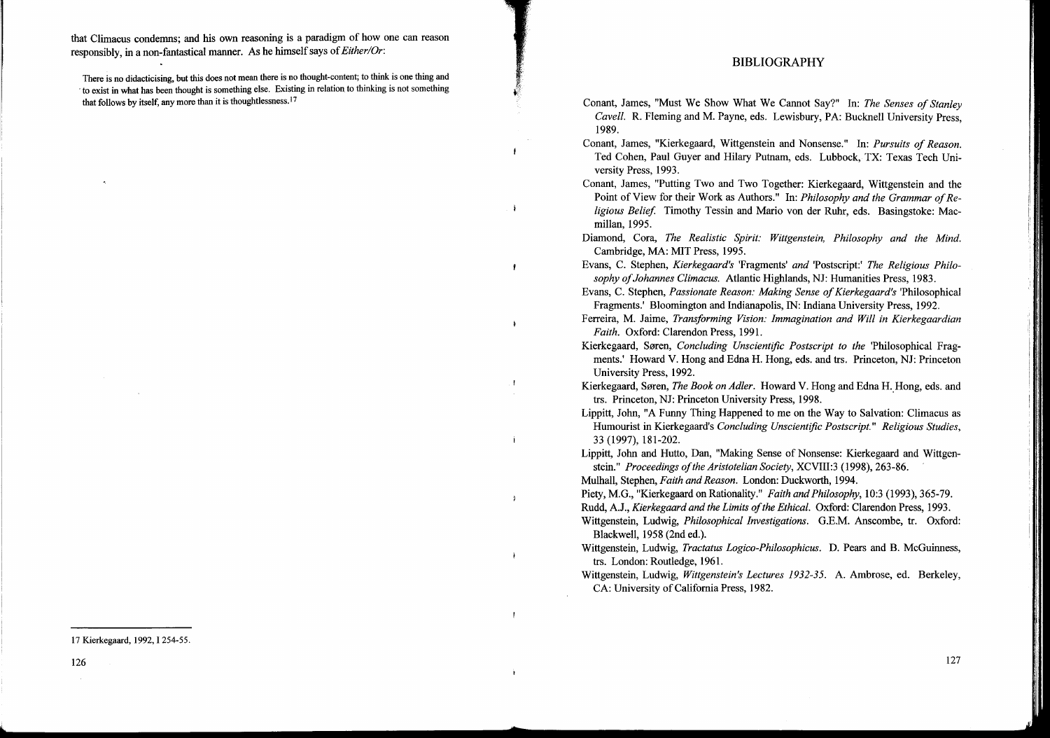that Climacus condemns; and his own reasoning is a paradigm of how one can reason responsibly, in a non-fantastical manner. As he himself says of *Either/Or*:

> There is no didacticising, but this does not mean there is no thought-content; to think is one thing and to exist in what has been thought is something else. Existing in relation to thinking is not something that follows by itself, any more than it is thoughtlessness.[17]

17 Kierkegaard, 1992, I 254-55.

## BIBLIOGRAPHY

Conant, James, "Must We Show What We Cannot Say?" In: *The Senses of Stanley Cavell*. R. Fleming and M. Payne, eds. Lewisbury, PA: Bucknell University Press, 1989.

Conant, James, "Kierkegaard, Wittgenstein and Nonsense." In: *Pursuits of Reason*. Ted Cohen, Paul Guyer and Hilary Putnam, eds. Lubbock, TX: Texas Tech University Press, 1993.

Conant, James, "Putting Two and Two Together: Kierkegaard, Wittgenstein and the Point of View for their Work as Authors." In: *Philosophy and the Grammar of Religious Belief*. Timothy Tessin and Mario von der Ruhr, eds. Basingstoke: Macmillan, 1995.

Diamond, Cora, *The Realistic Spirit: Wittgenstein, Philosophy and the Mind*. Cambridge, MA: MIT Press, 1995.

Evans, C. Stephen, *Kierkegaard's 'Fragments' and 'Postscript:' The Religious Philosophy of Johannes Climacus*. Atlantic Highlands, NJ: Humanities Press, 1983.

Evans, C. Stephen, *Passionate Reason: Making Sense of Kierkegaard's 'Philosophical Fragments.'* Bloomington and Indianapolis, IN: Indiana University Press, 1992.

Ferreira, M. Jaime, *Transforming Vision: Immagination and Will in Kierkegaardian Faith*. Oxford: Clarendon Press, 1991.

Kierkegaard, Søren, *Concluding Unscientific Postscript to the 'Philosophical Fragments.'* Howard V. Hong and Edna H. Hong, eds. and trs. Princeton, NJ: Princeton University Press, 1992.

Kierkegaard, Søren, *The Book on Adler*. Howard V. Hong and Edna H. Hong, eds. and trs. Princeton, NJ: Princeton University Press, 1998.

Lippitt, John, "A Funny Thing Happened to me on the Way to Salvation: Climacus as Humourist in Kierkegaard's *Concluding Unscientific Postscript*." *Religious Studies*, 33 (1997), 181-202.

Lippitt, John and Hutto, Dan, "Making Sense of Nonsense: Kierkegaard and Wittgenstein." *Proceedings of the Aristotelian Society*, XCVIII:3 (1998), 263-86.

Mulhall, Stephen, *Faith and Reason*. London: Duckworth, 1994.

Piety, M.G., "Kierkegaard on Rationality." *Faith and Philosophy*, 10:3 (1993), 365-79.

Rudd, A.J., *Kierkegaard and the Limits of the Ethical*. Oxford: Clarendon Press, 1993.

Wittgenstein, Ludwig, *Philosophical Investigations*. G.E.M. Anscombe, tr. Oxford: Blackwell, 1958 (2nd ed.).

Wittgenstein, Ludwig, *Tractatus Logico-Philosophicus*. D. Pears and B. McGuinness, trs. London: Routledge, 1961.

Wittgenstein, Ludwig, *Wittgenstein's Lectures 1932-35*. A. Ambrose, ed. Berkeley, CA: University of California Press, 1982.